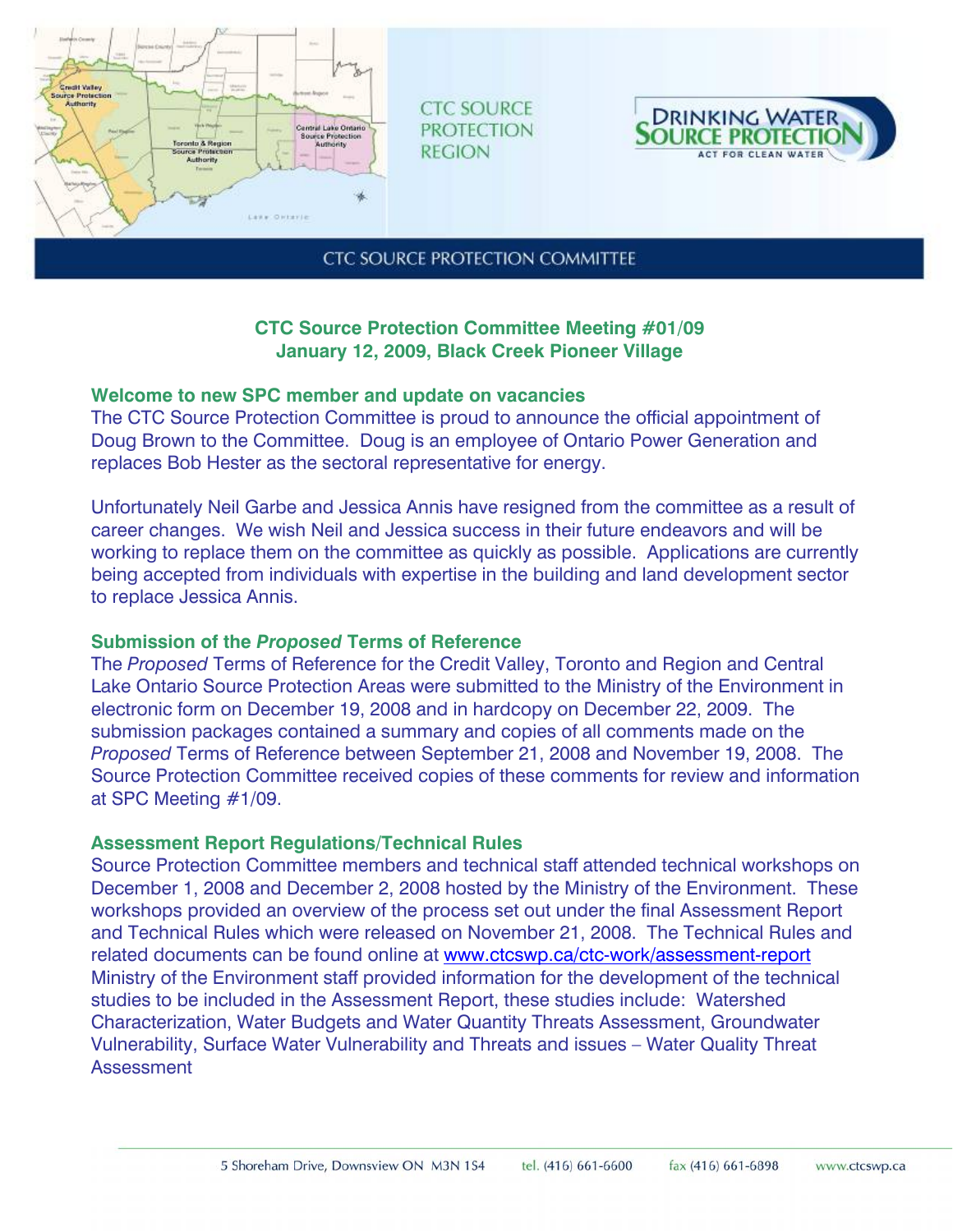CTC SOURCE PROTECTION REGION

DRINKING WATER SOURCE PROTECTION
ACT FOR CLEAN WATER

CTC SOURCE PROTECTION COMMITTEE

## CTC Source Protection Committee Meeting #01/09
## January 12, 2009, Black Creek Pioneer Village

### Welcome to new SPC member and update on vacancies

The CTC Source Protection Committee is proud to announce the official appointment of Doug Brown to the Committee. Doug is an employee of Ontario Power Generation and replaces Bob Hester as the sectoral representative for energy.

Unfortunately Neil Garbe and Jessica Annis have resigned from the committee as a result of career changes. We wish Neil and Jessica success in their future endeavors and will be working to replace them on the committee as quickly as possible. Applications are currently being accepted from individuals with expertise in the building and land development sector to replace Jessica Annis.

### Submission of the *Proposed* Terms of Reference

The *Proposed* Terms of Reference for the Credit Valley, Toronto and Region and Central Lake Ontario Source Protection Areas were submitted to the Ministry of the Environment in electronic form on December 19, 2008 and in hardcopy on December 22, 2009. The submission packages contained a summary and copies of all comments made on the *Proposed* Terms of Reference between September 21, 2008 and November 19, 2008. The Source Protection Committee received copies of these comments for review and information at SPC Meeting #1/09.

### Assessment Report Regulations/Technical Rules

Source Protection Committee members and technical staff attended technical workshops on December 1, 2008 and December 2, 2008 hosted by the Ministry of the Environment. These workshops provided an overview of the process set out under the final Assessment Report and Technical Rules which were released on November 21, 2008. The Technical Rules and related documents can be found online at www.ctcswp.ca/ctc-work/assessment-report Ministry of the Environment staff provided information for the development of the technical studies to be included in the Assessment Report, these studies include: Watershed Characterization, Water Budgets and Water Quantity Threats Assessment, Groundwater Vulnerability, Surface Water Vulnerability and Threats and issues – Water Quality Threat Assessment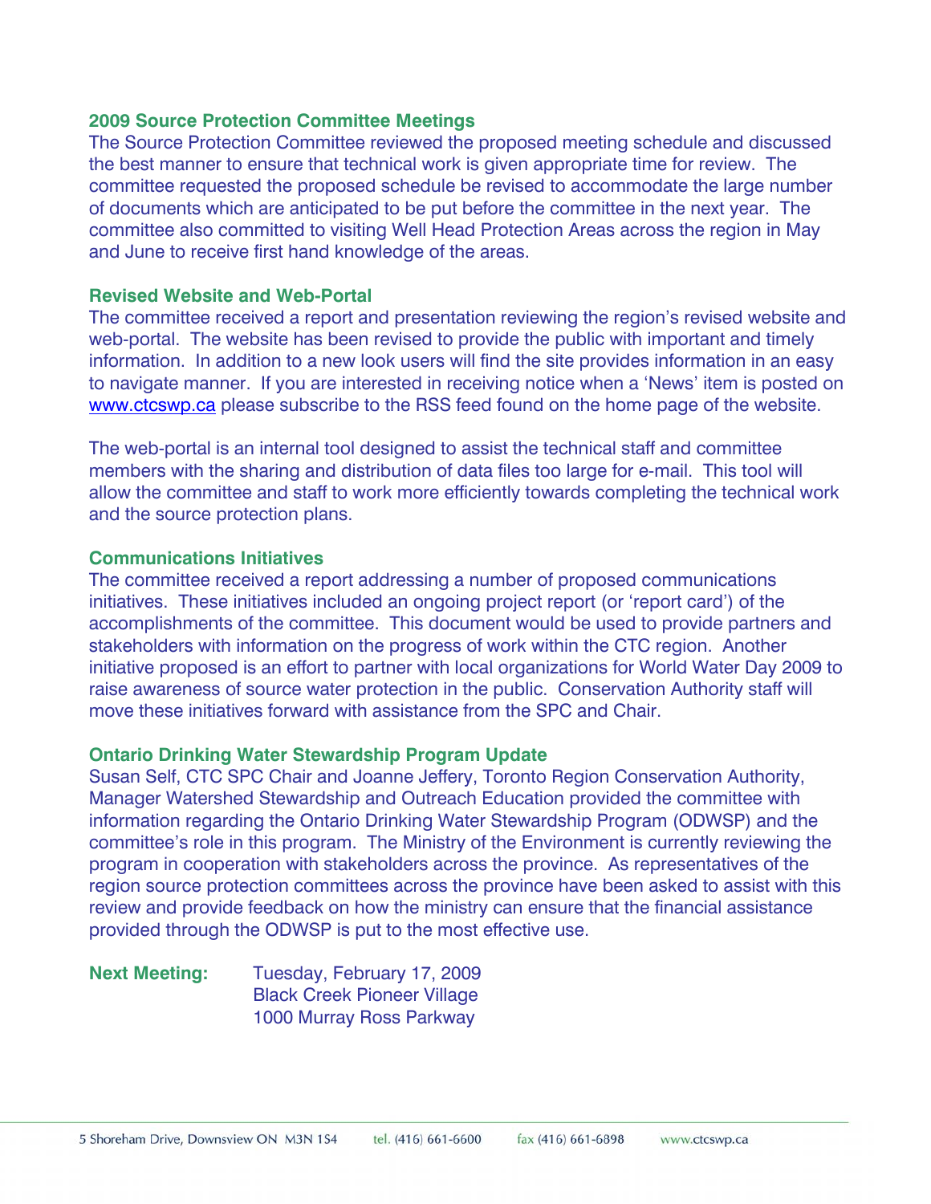### 2009 Source Protection Committee Meetings

The Source Protection Committee reviewed the proposed meeting schedule and discussed the best manner to ensure that technical work is given appropriate time for review. The committee requested the proposed schedule be revised to accommodate the large number of documents which are anticipated to be put before the committee in the next year. The committee also committed to visiting Well Head Protection Areas across the region in May and June to receive first hand knowledge of the areas.

### Revised Website and Web-Portal

The committee received a report and presentation reviewing the region's revised website and web-portal. The website has been revised to provide the public with important and timely information. In addition to a new look users will find the site provides information in an easy to navigate manner. If you are interested in receiving notice when a 'News' item is posted on www.ctcswp.ca please subscribe to the RSS feed found on the home page of the website.

The web-portal is an internal tool designed to assist the technical staff and committee members with the sharing and distribution of data files too large for e-mail. This tool will allow the committee and staff to work more efficiently towards completing the technical work and the source protection plans.

### Communications Initiatives

The committee received a report addressing a number of proposed communications initiatives. These initiatives included an ongoing project report (or 'report card') of the accomplishments of the committee. This document would be used to provide partners and stakeholders with information on the progress of work within the CTC region. Another initiative proposed is an effort to partner with local organizations for World Water Day 2009 to raise awareness of source water protection in the public. Conservation Authority staff will move these initiatives forward with assistance from the SPC and Chair.

### Ontario Drinking Water Stewardship Program Update

Susan Self, CTC SPC Chair and Joanne Jeffery, Toronto Region Conservation Authority, Manager Watershed Stewardship and Outreach Education provided the committee with information regarding the Ontario Drinking Water Stewardship Program (ODWSP) and the committee's role in this program. The Ministry of the Environment is currently reviewing the program in cooperation with stakeholders across the province. As representatives of the region source protection committees across the province have been asked to assist with this review and provide feedback on how the ministry can ensure that the financial assistance provided through the ODWSP is put to the most effective use.

**Next Meeting:** Tuesday, February 17, 2009
Black Creek Pioneer Village
1000 Murray Ross Parkway

5 Shoreham Drive, Downsview ON M3N 1S4 tel. (416) 661-6600 fax (416) 661-6898 www.ctcswp.ca